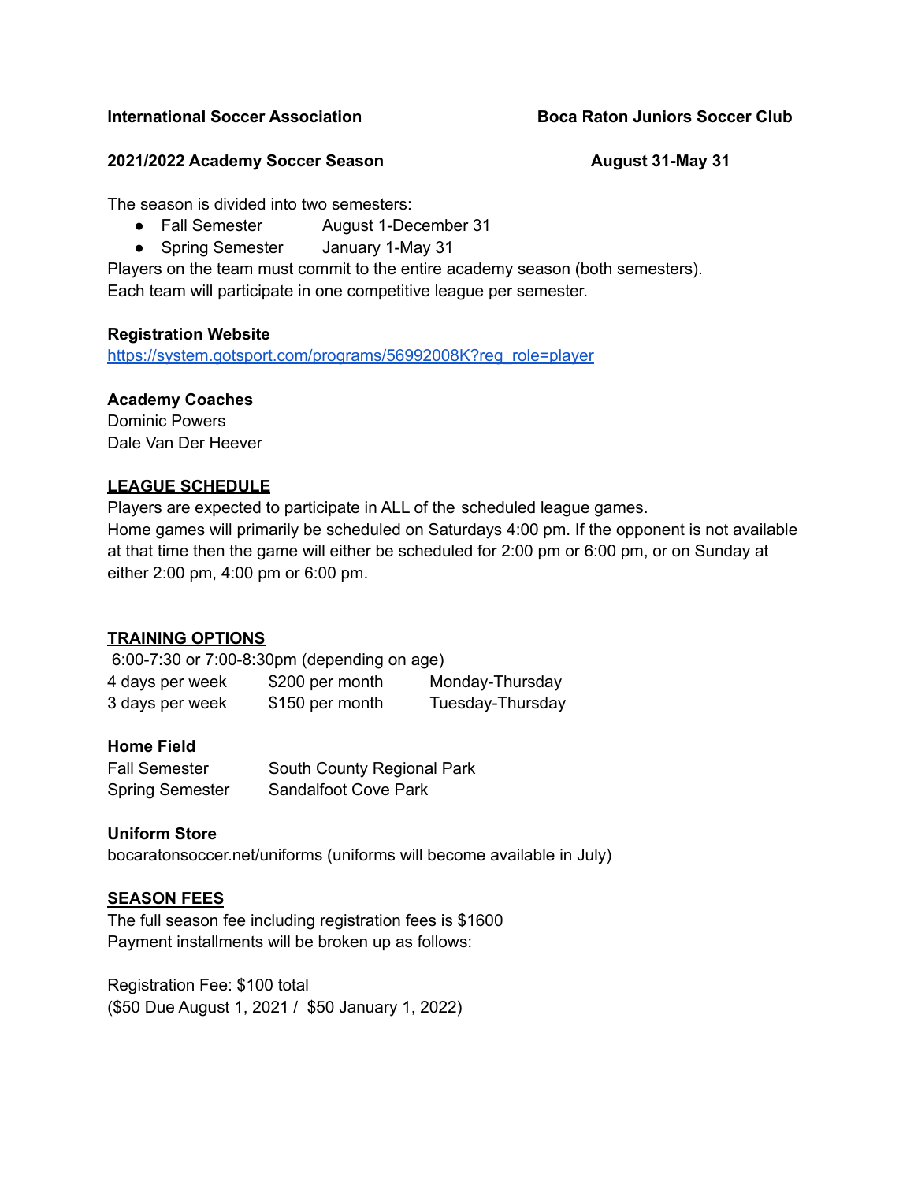**International Soccer Association** | **Boca Raton Juniors Soccer Club**

**2021/2022 Academy Soccer Season** | **August 31-May 31**

The season is divided into two semesters:

- Fall Semester August 1-December 31
- Spring Semester January 1-May 31

Players on the team must commit to the entire academy season (both semesters).
Each team will participate in one competitive league per semester.

**Registration Website**
https://system.gotsport.com/programs/56992008K?reg_role=player

**Academy Coaches**
Dominic Powers
Dale Van Der Heever

**<u>LEAGUE SCHEDULE</u>**
Players are expected to participate in ALL of the scheduled league games.
Home games will primarily be scheduled on Saturdays 4:00 pm. If the opponent is not available at that time then the game will either be scheduled for 2:00 pm or 6:00 pm, or on Sunday at either 2:00 pm, 4:00 pm or 6:00 pm.

**<u>TRAINING OPTIONS</u>**
6:00-7:30 or 7:00-8:30pm (depending on age)

| | | |
|---|---|---|
| 4 days per week | $200 per month | Monday-Thursday |
| 3 days per week | $150 per month | Tuesday-Thursday |

**Home Field**

| | |
|---|---|
| Fall Semester | South County Regional Park |
| Spring Semester | Sandalfoot Cove Park |

**Uniform Store**
bocaratonsoccer.net/uniforms (uniforms will become available in July)

**<u>SEASON FEES</u>**
The full season fee including registration fees is $1600
Payment installments will be broken up as follows:

Registration Fee: $100 total
($50 Due August 1, 2021 / $50 January 1, 2022)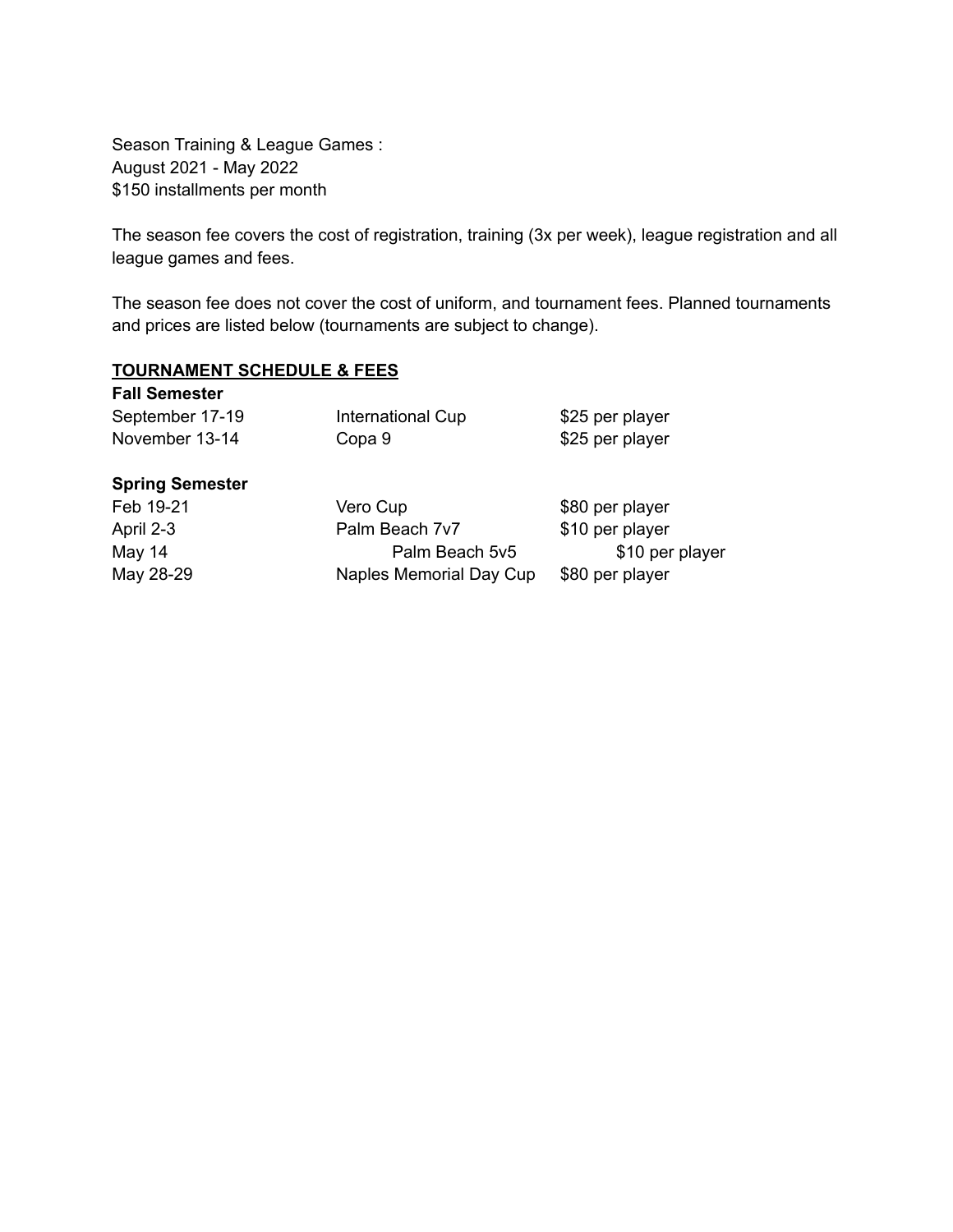Season Training & League Games :
August 2021 - May 2022
$150 installments per month

The season fee covers the cost of registration, training (3x per week), league registration and all league games and fees.

The season fee does not cover the cost of uniform, and tournament fees. Planned tournaments and prices are listed below (tournaments are subject to change).

**TOURNAMENT SCHEDULE & FEES**

**Fall Semester**

| | | |
|---|---|---|
| September 17-19 | International Cup | $25 per player |
| November 13-14 | Copa 9 | $25 per player |

**Spring Semester**

| | | |
|---|---|---|
| Feb 19-21 | Vero Cup | $80 per player |
| April 2-3 | Palm Beach 7v7 | $10 per player |
| May 14 | Palm Beach 5v5 | $10 per player |
| May 28-29 | Naples Memorial Day Cup | $80 per player |